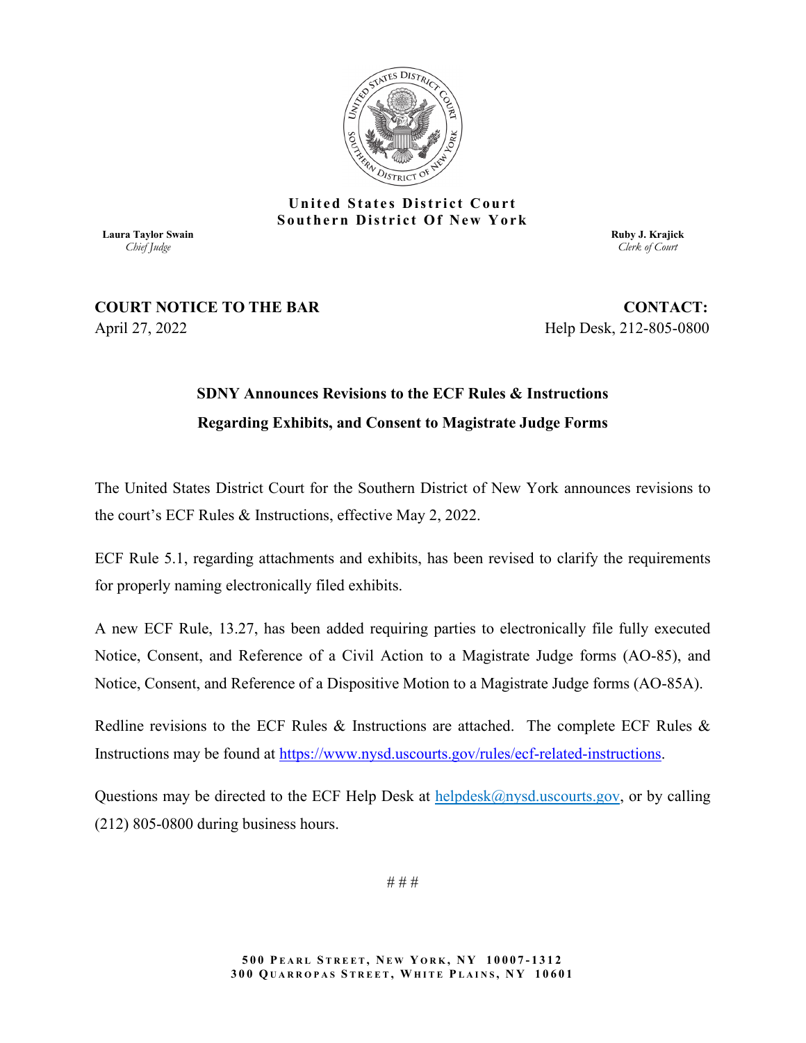**United States District Court**
**Southern District Of New York**

**Laura Taylor Swain**
*Chief Judge*

**Ruby J. Krajick**
*Clerk of Court*

**COURT NOTICE TO THE BAR**
April 27, 2022

**CONTACT:**
Help Desk, 212-805-0800

## SDNY Announces Revisions to the ECF Rules & Instructions Regarding Exhibits, and Consent to Magistrate Judge Forms

The United States District Court for the Southern District of New York announces revisions to the court's ECF Rules & Instructions, effective May 2, 2022.

ECF Rule 5.1, regarding attachments and exhibits, has been revised to clarify the requirements for properly naming electronically filed exhibits.

A new ECF Rule, 13.27, has been added requiring parties to electronically file fully executed Notice, Consent, and Reference of a Civil Action to a Magistrate Judge forms (AO-85), and Notice, Consent, and Reference of a Dispositive Motion to a Magistrate Judge forms (AO-85A).

Redline revisions to the ECF Rules & Instructions are attached. The complete ECF Rules & Instructions may be found at https://www.nysd.uscourts.gov/rules/ecf-related-instructions.

Questions may be directed to the ECF Help Desk at helpdesk@nysd.uscourts.gov, or by calling (212) 805-0800 during business hours.

# # #

500 Pearl Street, New York, NY 10007-1312
300 Quarropas Street, White Plains, NY 10601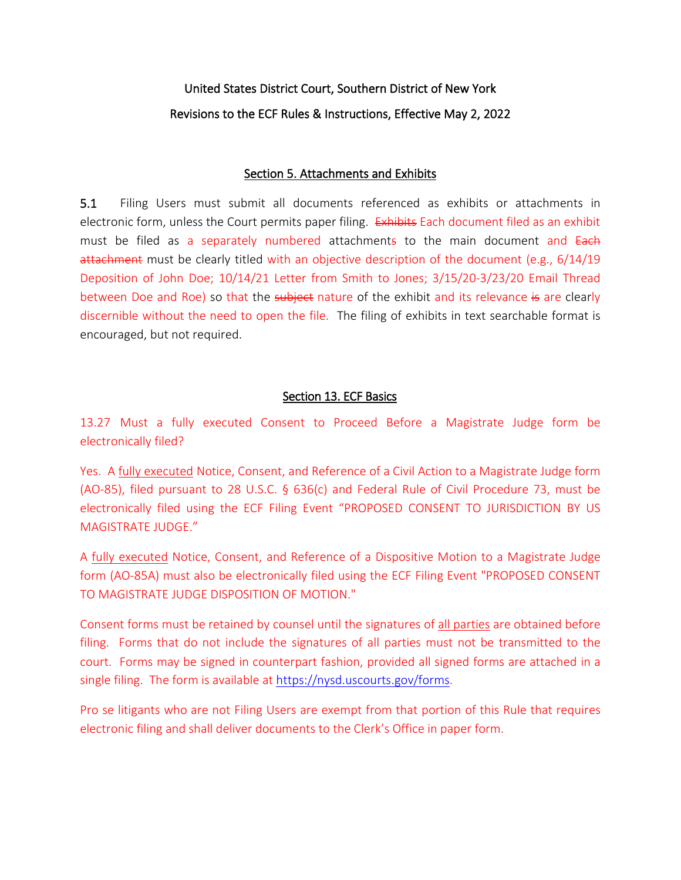United States District Court, Southern District of New York

Revisions to the ECF Rules & Instructions, Effective May 2, 2022

## Section 5. Attachments and Exhibits

**5.1** Filing Users must submit all documents referenced as exhibits or attachments in electronic form, unless the Court permits paper filing. ~~Exhibits~~ Each document filed as an exhibit must be filed as a separately numbered attachment~~s~~ to the main document and ~~Each attachment~~ must be clearly titled with an objective description of the document (e.g., 6/14/19 Deposition of John Doe; 10/14/21 Letter from Smith to Jones; 3/15/20-3/23/20 Email Thread between Doe and Roe) so that the ~~subject~~ nature of the exhibit and its relevance ~~is~~ are clearly discernible without the need to open the file. The filing of exhibits in text searchable format is encouraged, but not required.

## Section 13. ECF Basics

13.27 Must a fully executed Consent to Proceed Before a Magistrate Judge form be electronically filed?

Yes. A fully executed Notice, Consent, and Reference of a Civil Action to a Magistrate Judge form (AO-85), filed pursuant to 28 U.S.C. § 636(c) and Federal Rule of Civil Procedure 73, must be electronically filed using the ECF Filing Event "PROPOSED CONSENT TO JURISDICTION BY US MAGISTRATE JUDGE."

A fully executed Notice, Consent, and Reference of a Dispositive Motion to a Magistrate Judge form (AO-85A) must also be electronically filed using the ECF Filing Event "PROPOSED CONSENT TO MAGISTRATE JUDGE DISPOSITION OF MOTION."

Consent forms must be retained by counsel until the signatures of all parties are obtained before filing. Forms that do not include the signatures of all parties must not be transmitted to the court. Forms may be signed in counterpart fashion, provided all signed forms are attached in a single filing. The form is available at https://nysd.uscourts.gov/forms.

Pro se litigants who are not Filing Users are exempt from that portion of this Rule that requires electronic filing and shall deliver documents to the Clerk's Office in paper form.